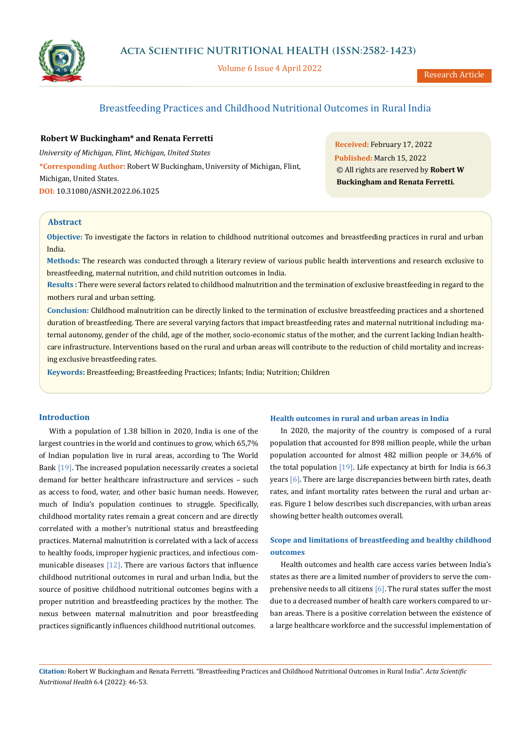# Breastfeeding Practices and Childhood Nutritional Outcomes in Rural India

**Robert W Buckingham\* and Renata Ferretti**

*University of Michigan, Flint, Michigan, United States*

**\*Corresponding Author:** Robert W Buckingham, University of Michigan, Flint, Michigan, United States.

**DOI:** 10.31080/ASNH.2022.06.1025

**Received:** February 17, 2022
**Published:** March 15, 2022
© All rights are reserved by **Robert W Buckingham and Renata Ferretti.**

## Abstract

**Objective:** To investigate the factors in relation to childhood nutritional outcomes and breastfeeding practices in rural and urban India.

**Methods:** The research was conducted through a literary review of various public health interventions and research exclusive to breastfeeding, maternal nutrition, and child nutrition outcomes in India.

**Results :** There were several factors related to childhood malnutrition and the termination of exclusive breastfeeding in regard to the mothers rural and urban setting.

**Conclusion:** Childhood malnutrition can be directly linked to the termination of exclusive breastfeeding practices and a shortened duration of breastfeeding. There are several varying factors that impact breastfeeding rates and maternal nutritional including: maternal autonomy, gender of the child, age of the mother, socio-economic status of the mother, and the current lacking Indian healthcare infrastructure. Interventions based on the rural and urban areas will contribute to the reduction of child mortality and increasing exclusive breastfeeding rates.

**Keywords:** Breastfeeding; Breastfeeding Practices; Infants; India; Nutrition; Children

## Introduction

With a population of 1.38 billion in 2020, India is one of the largest countries in the world and continues to grow, which 65,7% of Indian population live in rural areas, according to The World Bank [19]. The increased population necessarily creates a societal demand for better healthcare infrastructure and services – such as access to food, water, and other basic human needs. However, much of India's population continues to struggle. Specifically, childhood mortality rates remain a great concern and are directly correlated with a mother's nutritional status and breastfeeding practices. Maternal malnutrition is correlated with a lack of access to healthy foods, improper hygienic practices, and infectious communicable diseases [12]. There are various factors that influence childhood nutritional outcomes in rural and urban India, but the source of positive childhood nutritional outcomes begins with a proper nutrition and breastfeeding practices by the mother. The nexus between maternal malnutrition and poor breastfeeding practices significantly influences childhood nutritional outcomes.

### Health outcomes in rural and urban areas in India

In 2020, the majority of the country is composed of a rural population that accounted for 898 million people, while the urban population accounted for almost 482 million people or 34,6% of the total population [19]. Life expectancy at birth for India is 66.3 years [6]. There are large discrepancies between birth rates, death rates, and infant mortality rates between the rural and urban areas. Figure 1 below describes such discrepancies, with urban areas showing better health outcomes overall.

### Scope and limitations of breastfeeding and healthy childhood outcomes

Health outcomes and health care access varies between India's states as there are a limited number of providers to serve the comprehensive needs to all citizens [6]. The rural states suffer the most due to a decreased number of health care workers compared to urban areas. There is a positive correlation between the existence of a large healthcare workforce and the successful implementation of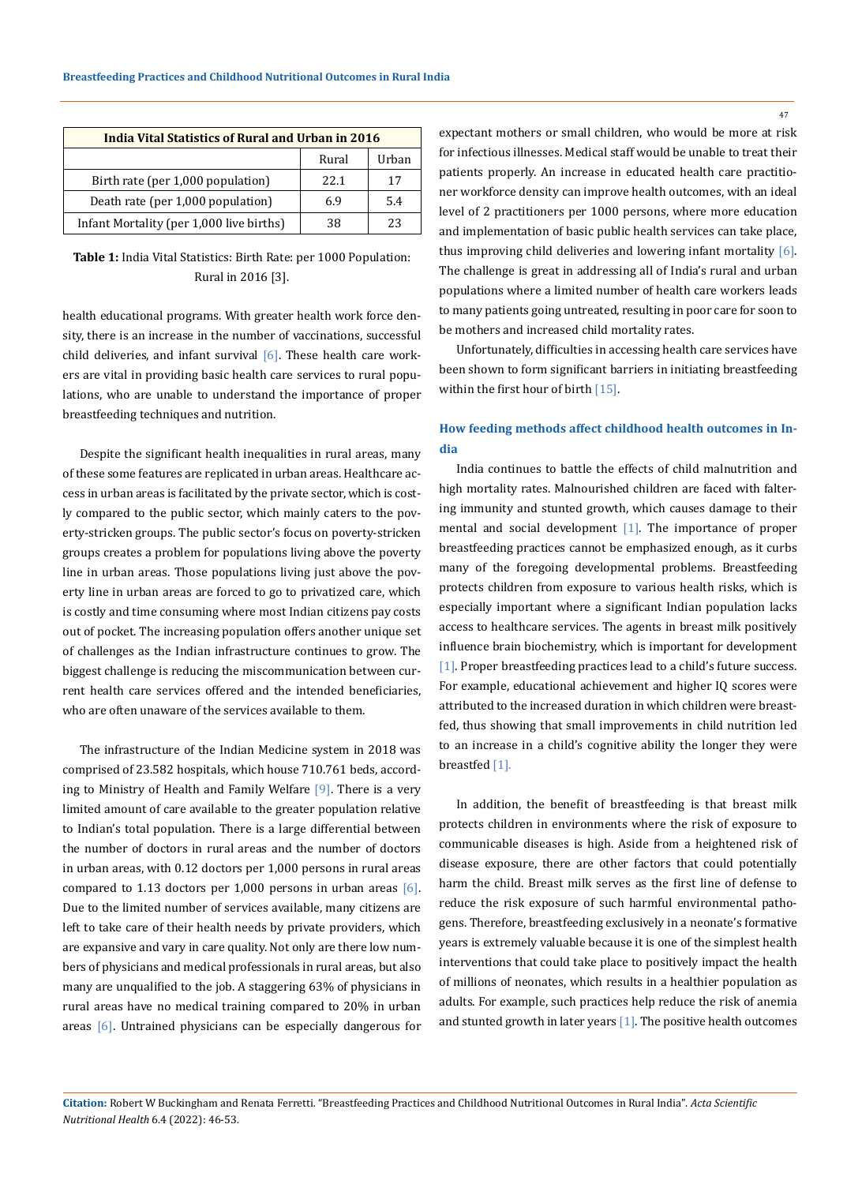| India Vital Statistics of Rural and Urban in 2016 | | |
|---|---|---|
| | Rural | Urban |
| Birth rate (per 1,000 population) | 22.1 | 17 |
| Death rate (per 1,000 population) | 6.9 | 5.4 |
| Infant Mortality (per 1,000 live births) | 38 | 23 |

**Table 1:** India Vital Statistics: Birth Rate: per 1000 Population: Rural in 2016 [3].

health educational programs. With greater health work force density, there is an increase in the number of vaccinations, successful child deliveries, and infant survival [6]. These health care workers are vital in providing basic health care services to rural populations, who are unable to understand the importance of proper breastfeeding techniques and nutrition.

Despite the significant health inequalities in rural areas, many of these some features are replicated in urban areas. Healthcare access in urban areas is facilitated by the private sector, which is costly compared to the public sector, which mainly caters to the poverty-stricken groups. The public sector's focus on poverty-stricken groups creates a problem for populations living above the poverty line in urban areas. Those populations living just above the poverty line in urban areas are forced to go to privatized care, which is costly and time consuming where most Indian citizens pay costs out of pocket. The increasing population offers another unique set of challenges as the Indian infrastructure continues to grow. The biggest challenge is reducing the miscommunication between current health care services offered and the intended beneficiaries, who are often unaware of the services available to them.

The infrastructure of the Indian Medicine system in 2018 was comprised of 23.582 hospitals, which house 710.761 beds, according to Ministry of Health and Family Welfare [9]. There is a very limited amount of care available to the greater population relative to Indian's total population. There is a large differential between the number of doctors in rural areas and the number of doctors in urban areas, with 0.12 doctors per 1,000 persons in rural areas compared to 1.13 doctors per 1,000 persons in urban areas [6]. Due to the limited number of services available, many citizens are left to take care of their health needs by private providers, which are expansive and vary in care quality. Not only are there low numbers of physicians and medical professionals in rural areas, but also many are unqualified to the job. A staggering 63% of physicians in rural areas have no medical training compared to 20% in urban areas [6]. Untrained physicians can be especially dangerous for expectant mothers or small children, who would be more at risk for infectious illnesses. Medical staff would be unable to treat their patients properly. An increase in educated health care practitioner workforce density can improve health outcomes, with an ideal level of 2 practitioners per 1000 persons, where more education and implementation of basic public health services can take place, thus improving child deliveries and lowering infant mortality [6]. The challenge is great in addressing all of India's rural and urban populations where a limited number of health care workers leads to many patients going untreated, resulting in poor care for soon to be mothers and increased child mortality rates.

Unfortunately, difficulties in accessing health care services have been shown to form significant barriers in initiating breastfeeding within the first hour of birth [15].

## How feeding methods affect childhood health outcomes in India

India continues to battle the effects of child malnutrition and high mortality rates. Malnourished children are faced with faltering immunity and stunted growth, which causes damage to their mental and social development [1]. The importance of proper breastfeeding practices cannot be emphasized enough, as it curbs many of the foregoing developmental problems. Breastfeeding protects children from exposure to various health risks, which is especially important where a significant Indian population lacks access to healthcare services. The agents in breast milk positively influence brain biochemistry, which is important for development [1]. Proper breastfeeding practices lead to a child's future success. For example, educational achievement and higher IQ scores were attributed to the increased duration in which children were breastfed, thus showing that small improvements in child nutrition led to an increase in a child's cognitive ability the longer they were breastfed [1].

In addition, the benefit of breastfeeding is that breast milk protects children in environments where the risk of exposure to communicable diseases is high. Aside from a heightened risk of disease exposure, there are other factors that could potentially harm the child. Breast milk serves as the first line of defense to reduce the risk exposure of such harmful environmental pathogens. Therefore, breastfeeding exclusively in a neonate's formative years is extremely valuable because it is one of the simplest health interventions that could take place to positively impact the health of millions of neonates, which results in a healthier population as adults. For example, such practices help reduce the risk of anemia and stunted growth in later years [1]. The positive health outcomes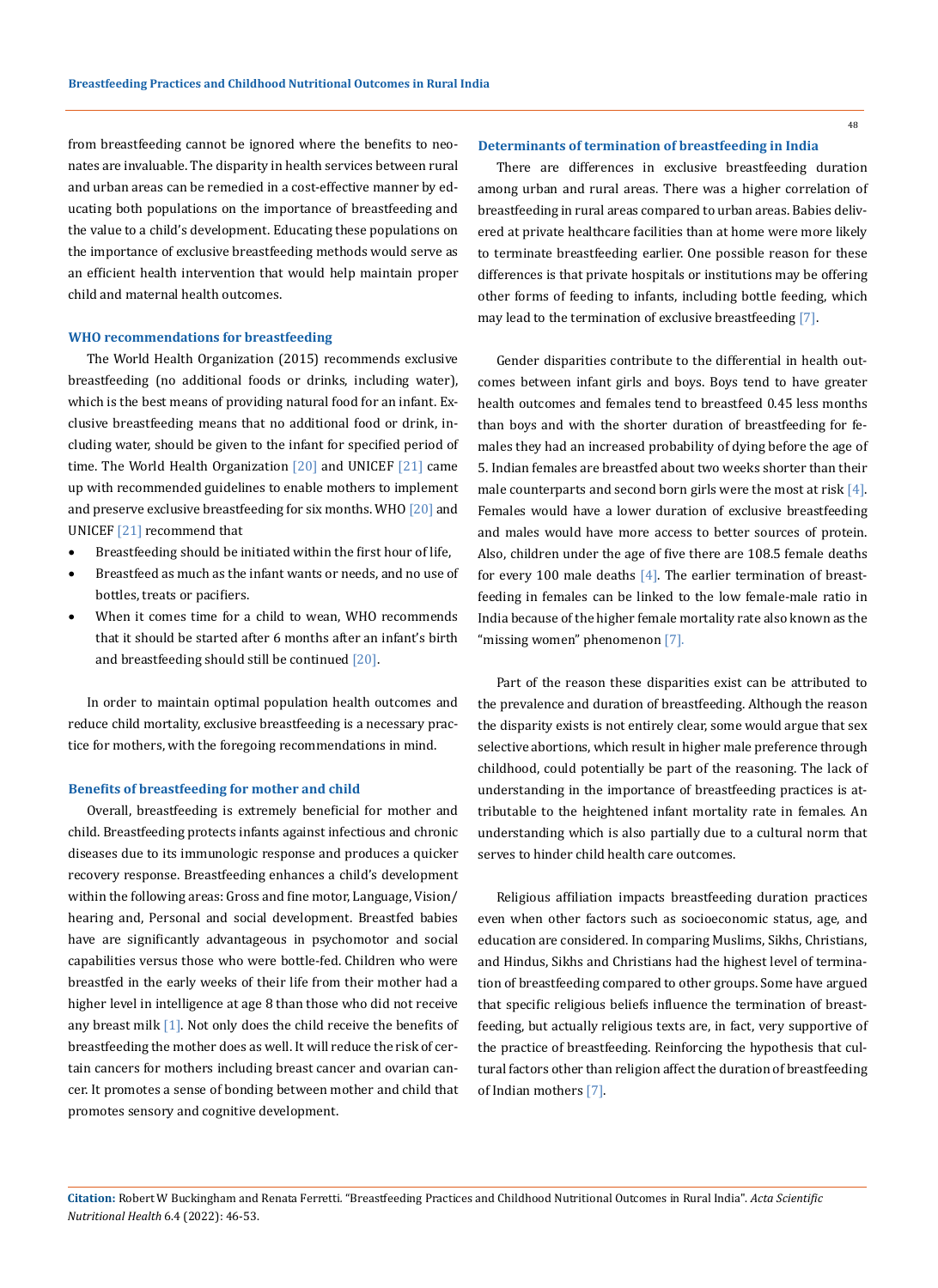from breastfeeding cannot be ignored where the benefits to neonates are invaluable. The disparity in health services between rural and urban areas can be remedied in a cost-effective manner by educating both populations on the importance of breastfeeding and the value to a child's development. Educating these populations on the importance of exclusive breastfeeding methods would serve as an efficient health intervention that would help maintain proper child and maternal health outcomes.

### WHO recommendations for breastfeeding

The World Health Organization (2015) recommends exclusive breastfeeding (no additional foods or drinks, including water), which is the best means of providing natural food for an infant. Exclusive breastfeeding means that no additional food or drink, including water, should be given to the infant for specified period of time. The World Health Organization [20] and UNICEF [21] came up with recommended guidelines to enable mothers to implement and preserve exclusive breastfeeding for six months. WHO [20] and UNICEF [21] recommend that

- Breastfeeding should be initiated within the first hour of life,
- Breastfeed as much as the infant wants or needs, and no use of bottles, treats or pacifiers.
- When it comes time for a child to wean, WHO recommends that it should be started after 6 months after an infant's birth and breastfeeding should still be continued [20].

In order to maintain optimal population health outcomes and reduce child mortality, exclusive breastfeeding is a necessary practice for mothers, with the foregoing recommendations in mind.

### Benefits of breastfeeding for mother and child

Overall, breastfeeding is extremely beneficial for mother and child. Breastfeeding protects infants against infectious and chronic diseases due to its immunologic response and produces a quicker recovery response. Breastfeeding enhances a child's development within the following areas: Gross and fine motor, Language, Vision/hearing and, Personal and social development. Breastfed babies have are significantly advantageous in psychomotor and social capabilities versus those who were bottle-fed. Children who were breastfed in the early weeks of their life from their mother had a higher level in intelligence at age 8 than those who did not receive any breast milk [1]. Not only does the child receive the benefits of breastfeeding the mother does as well. It will reduce the risk of certain cancers for mothers including breast cancer and ovarian cancer. It promotes a sense of bonding between mother and child that promotes sensory and cognitive development.

### Determinants of termination of breastfeeding in India

There are differences in exclusive breastfeeding duration among urban and rural areas. There was a higher correlation of breastfeeding in rural areas compared to urban areas. Babies delivered at private healthcare facilities than at home were more likely to terminate breastfeeding earlier. One possible reason for these differences is that private hospitals or institutions may be offering other forms of feeding to infants, including bottle feeding, which may lead to the termination of exclusive breastfeeding [7].

Gender disparities contribute to the differential in health outcomes between infant girls and boys. Boys tend to have greater health outcomes and females tend to breastfeed 0.45 less months than boys and with the shorter duration of breastfeeding for females they had an increased probability of dying before the age of 5. Indian females are breastfed about two weeks shorter than their male counterparts and second born girls were the most at risk [4]. Females would have a lower duration of exclusive breastfeeding and males would have more access to better sources of protein. Also, children under the age of five there are 108.5 female deaths for every 100 male deaths [4]. The earlier termination of breastfeeding in females can be linked to the low female-male ratio in India because of the higher female mortality rate also known as the "missing women" phenomenon [7].

Part of the reason these disparities exist can be attributed to the prevalence and duration of breastfeeding. Although the reason the disparity exists is not entirely clear, some would argue that sex selective abortions, which result in higher male preference through childhood, could potentially be part of the reasoning. The lack of understanding in the importance of breastfeeding practices is attributable to the heightened infant mortality rate in females. An understanding which is also partially due to a cultural norm that serves to hinder child health care outcomes.

Religious affiliation impacts breastfeeding duration practices even when other factors such as socioeconomic status, age, and education are considered. In comparing Muslims, Sikhs, Christians, and Hindus, Sikhs and Christians had the highest level of termination of breastfeeding compared to other groups. Some have argued that specific religious beliefs influence the termination of breastfeeding, but actually religious texts are, in fact, very supportive of the practice of breastfeeding. Reinforcing the hypothesis that cultural factors other than religion affect the duration of breastfeeding of Indian mothers [7].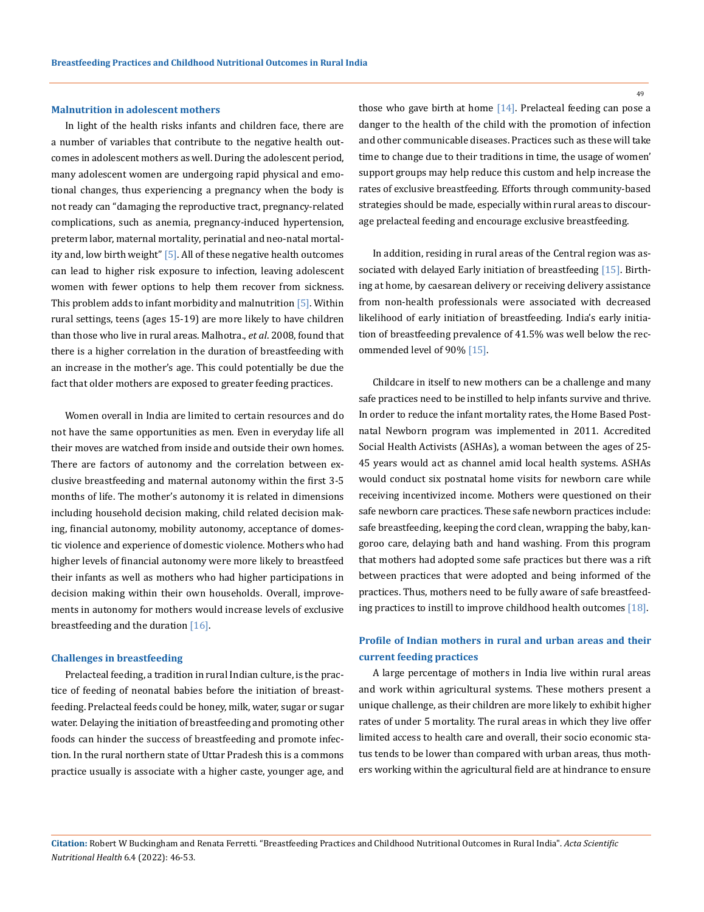### Malnutrition in adolescent mothers

In light of the health risks infants and children face, there are a number of variables that contribute to the negative health outcomes in adolescent mothers as well. During the adolescent period, many adolescent women are undergoing rapid physical and emotional changes, thus experiencing a pregnancy when the body is not ready can "damaging the reproductive tract, pregnancy-related complications, such as anemia, pregnancy-induced hypertension, preterm labor, maternal mortality, perinatial and neo-natal mortality and, low birth weight" [5]. All of these negative health outcomes can lead to higher risk exposure to infection, leaving adolescent women with fewer options to help them recover from sickness. This problem adds to infant morbidity and malnutrition [5]. Within rural settings, teens (ages 15-19) are more likely to have children than those who live in rural areas. Malhotra., *et al*. 2008, found that there is a higher correlation in the duration of breastfeeding with an increase in the mother's age. This could potentially be due the fact that older mothers are exposed to greater feeding practices.

Women overall in India are limited to certain resources and do not have the same opportunities as men. Even in everyday life all their moves are watched from inside and outside their own homes. There are factors of autonomy and the correlation between exclusive breastfeeding and maternal autonomy within the first 3-5 months of life. The mother's autonomy it is related in dimensions including household decision making, child related decision making, financial autonomy, mobility autonomy, acceptance of domestic violence and experience of domestic violence. Mothers who had higher levels of financial autonomy were more likely to breastfeed their infants as well as mothers who had higher participations in decision making within their own households. Overall, improvements in autonomy for mothers would increase levels of exclusive breastfeeding and the duration [16].

### Challenges in breastfeeding

Prelacteal feeding, a tradition in rural Indian culture, is the practice of feeding of neonatal babies before the initiation of breastfeeding. Prelacteal feeds could be honey, milk, water, sugar or sugar water. Delaying the initiation of breastfeeding and promoting other foods can hinder the success of breastfeeding and promote infection. In the rural northern state of Uttar Pradesh this is a commons practice usually is associate with a higher caste, younger age, and those who gave birth at home [14]. Prelacteal feeding can pose a danger to the health of the child with the promotion of infection and other communicable diseases. Practices such as these will take time to change due to their traditions in time, the usage of women' support groups may help reduce this custom and help increase the rates of exclusive breastfeeding. Efforts through community-based strategies should be made, especially within rural areas to discourage prelacteal feeding and encourage exclusive breastfeeding.

In addition, residing in rural areas of the Central region was associated with delayed Early initiation of breastfeeding [15]. Birthing at home, by caesarean delivery or receiving delivery assistance from non-health professionals were associated with decreased likelihood of early initiation of breastfeeding. India's early initiation of breastfeeding prevalence of 41.5% was well below the recommended level of 90% [15].

Childcare in itself to new mothers can be a challenge and many safe practices need to be instilled to help infants survive and thrive. In order to reduce the infant mortality rates, the Home Based Postnatal Newborn program was implemented in 2011. Accredited Social Health Activists (ASHAs), a woman between the ages of 25-45 years would act as channel amid local health systems. ASHAs would conduct six postnatal home visits for newborn care while receiving incentivized income. Mothers were questioned on their safe newborn care practices. These safe newborn practices include: safe breastfeeding, keeping the cord clean, wrapping the baby, kangoroo care, delaying bath and hand washing. From this program that mothers had adopted some safe practices but there was a rift between practices that were adopted and being informed of the practices. Thus, mothers need to be fully aware of safe breastfeeding practices to instill to improve childhood health outcomes [18].

### Profile of Indian mothers in rural and urban areas and their current feeding practices

A large percentage of mothers in India live within rural areas and work within agricultural systems. These mothers present a unique challenge, as their children are more likely to exhibit higher rates of under 5 mortality. The rural areas in which they live offer limited access to health care and overall, their socio economic status tends to be lower than compared with urban areas, thus mothers working within the agricultural field are at hindrance to ensure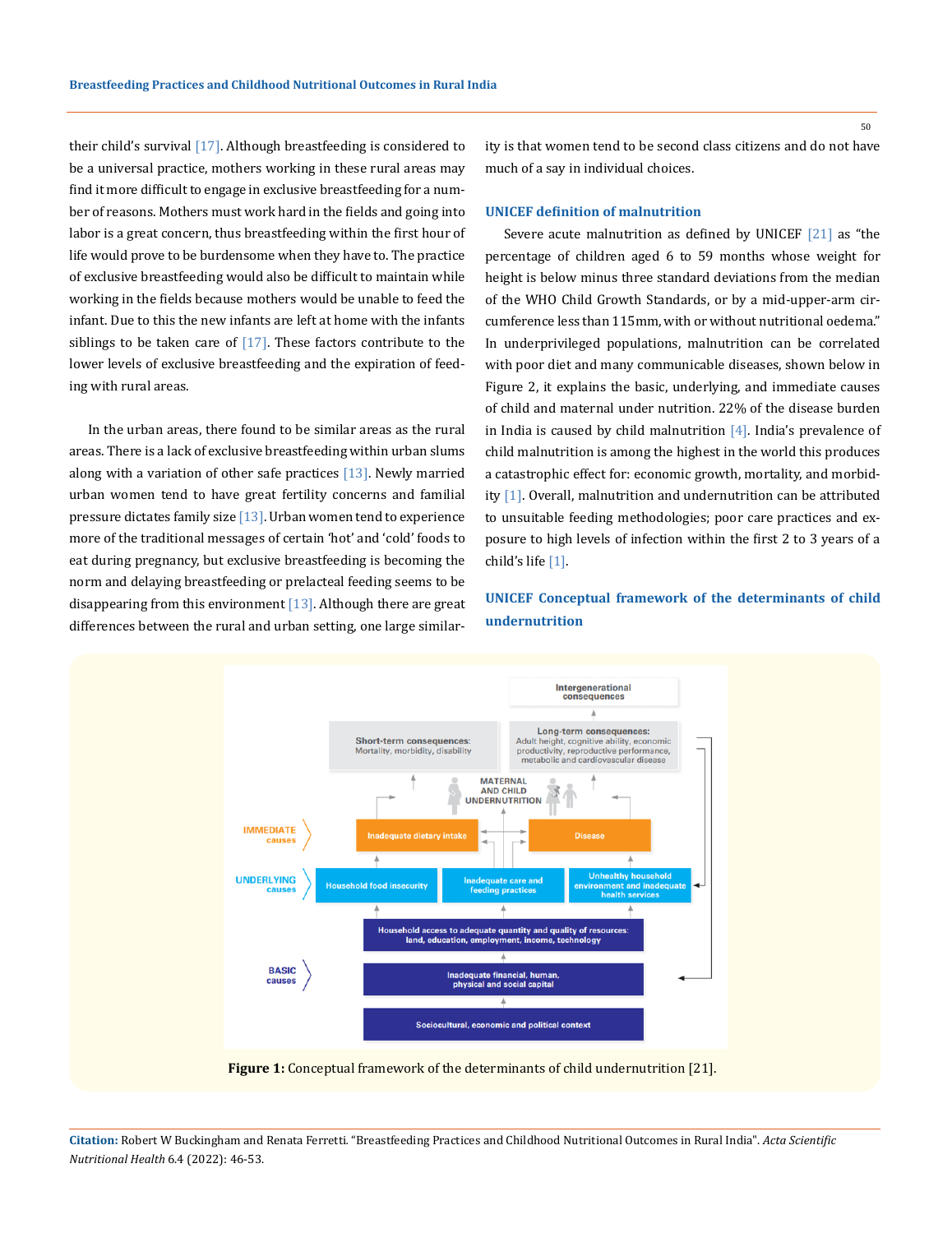their child's survival [17]. Although breastfeeding is considered to be a universal practice, mothers working in these rural areas may find it more difficult to engage in exclusive breastfeeding for a number of reasons. Mothers must work hard in the fields and going into labor is a great concern, thus breastfeeding within the first hour of life would prove to be burdensome when they have to. The practice of exclusive breastfeeding would also be difficult to maintain while working in the fields because mothers would be unable to feed the infant. Due to this the new infants are left at home with the infants siblings to be taken care of [17]. These factors contribute to the lower levels of exclusive breastfeeding and the expiration of feeding with rural areas.

In the urban areas, there found to be similar areas as the rural areas. There is a lack of exclusive breastfeeding within urban slums along with a variation of other safe practices [13]. Newly married urban women tend to have great fertility concerns and familial pressure dictates family size [13]. Urban women tend to experience more of the traditional messages of certain 'hot' and 'cold' foods to eat during pregnancy, but exclusive breastfeeding is becoming the norm and delaying breastfeeding or prelacteal feeding seems to be disappearing from this environment [13]. Although there are great differences between the rural and urban setting, one large similarity is that women tend to be second class citizens and do not have much of a say in individual choices.

### UNICEF definition of malnutrition

Severe acute malnutrition as defined by UNICEF [21] as "the percentage of children aged 6 to 59 months whose weight for height is below minus three standard deviations from the median of the WHO Child Growth Standards, or by a mid-upper-arm circumference less than 115mm, with or without nutritional oedema." In underprivileged populations, malnutrition can be correlated with poor diet and many communicable diseases, shown below in Figure 2, it explains the basic, underlying, and immediate causes of child and maternal under nutrition. 22% of the disease burden in India is caused by child malnutrition [4]. India's prevalence of child malnutrition is among the highest in the world this produces a catastrophic effect for: economic growth, mortality, and morbidity [1]. Overall, malnutrition and undernutrition can be attributed to unsuitable feeding methodologies; poor care practices and exposure to high levels of infection within the first 2 to 3 years of a child's life [1].

### UNICEF Conceptual framework of the determinants of child undernutrition

**Figure 1:** Conceptual framework of the determinants of child undernutrition [21].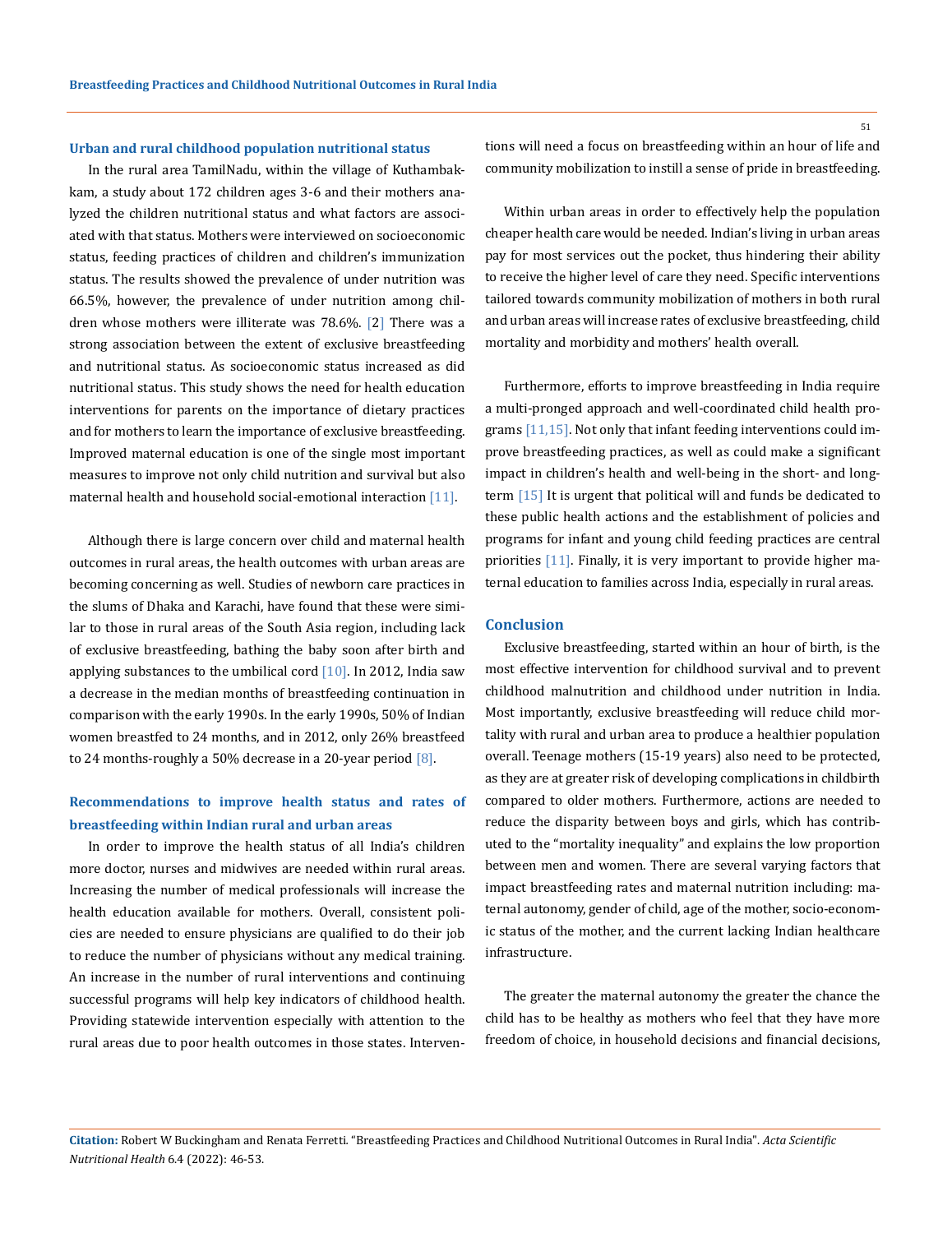### Urban and rural childhood population nutritional status

In the rural area TamilNadu, within the village of Kuthambakkam, a study about 172 children ages 3-6 and their mothers analyzed the children nutritional status and what factors are associated with that status. Mothers were interviewed on socioeconomic status, feeding practices of children and children's immunization status. The results showed the prevalence of under nutrition was 66.5%, however, the prevalence of under nutrition among children whose mothers were illiterate was 78.6%. [2] There was a strong association between the extent of exclusive breastfeeding and nutritional status. As socioeconomic status increased as did nutritional status. This study shows the need for health education interventions for parents on the importance of dietary practices and for mothers to learn the importance of exclusive breastfeeding. Improved maternal education is one of the single most important measures to improve not only child nutrition and survival but also maternal health and household social-emotional interaction [11].

Although there is large concern over child and maternal health outcomes in rural areas, the health outcomes with urban areas are becoming concerning as well. Studies of newborn care practices in the slums of Dhaka and Karachi, have found that these were similar to those in rural areas of the South Asia region, including lack of exclusive breastfeeding, bathing the baby soon after birth and applying substances to the umbilical cord [10]. In 2012, India saw a decrease in the median months of breastfeeding continuation in comparison with the early 1990s. In the early 1990s, 50% of Indian women breastfed to 24 months, and in 2012, only 26% breastfeed to 24 months-roughly a 50% decrease in a 20-year period [8].

### Recommendations to improve health status and rates of breastfeeding within Indian rural and urban areas

In order to improve the health status of all India's children more doctor, nurses and midwives are needed within rural areas. Increasing the number of medical professionals will increase the health education available for mothers. Overall, consistent policies are needed to ensure physicians are qualified to do their job to reduce the number of physicians without any medical training. An increase in the number of rural interventions and continuing successful programs will help key indicators of childhood health. Providing statewide intervention especially with attention to the rural areas due to poor health outcomes in those states. Interventions will need a focus on breastfeeding within an hour of life and community mobilization to instill a sense of pride in breastfeeding.

Within urban areas in order to effectively help the population cheaper health care would be needed. Indian's living in urban areas pay for most services out the pocket, thus hindering their ability to receive the higher level of care they need. Specific interventions tailored towards community mobilization of mothers in both rural and urban areas will increase rates of exclusive breastfeeding, child mortality and morbidity and mothers' health overall.

Furthermore, efforts to improve breastfeeding in India require a multi-pronged approach and well-coordinated child health programs [11,15]. Not only that infant feeding interventions could improve breastfeeding practices, as well as could make a significant impact in children's health and well-being in the short- and long-term [15] It is urgent that political will and funds be dedicated to these public health actions and the establishment of policies and programs for infant and young child feeding practices are central priorities [11]. Finally, it is very important to provide higher maternal education to families across India, especially in rural areas.

## Conclusion

Exclusive breastfeeding, started within an hour of birth, is the most effective intervention for childhood survival and to prevent childhood malnutrition and childhood under nutrition in India. Most importantly, exclusive breastfeeding will reduce child mortality with rural and urban area to produce a healthier population overall. Teenage mothers (15-19 years) also need to be protected, as they are at greater risk of developing complications in childbirth compared to older mothers. Furthermore, actions are needed to reduce the disparity between boys and girls, which has contributed to the "mortality inequality" and explains the low proportion between men and women. There are several varying factors that impact breastfeeding rates and maternal nutrition including: maternal autonomy, gender of child, age of the mother, socio-economic status of the mother, and the current lacking Indian healthcare infrastructure.

The greater the maternal autonomy the greater the chance the child has to be healthy as mothers who feel that they have more freedom of choice, in household decisions and financial decisions,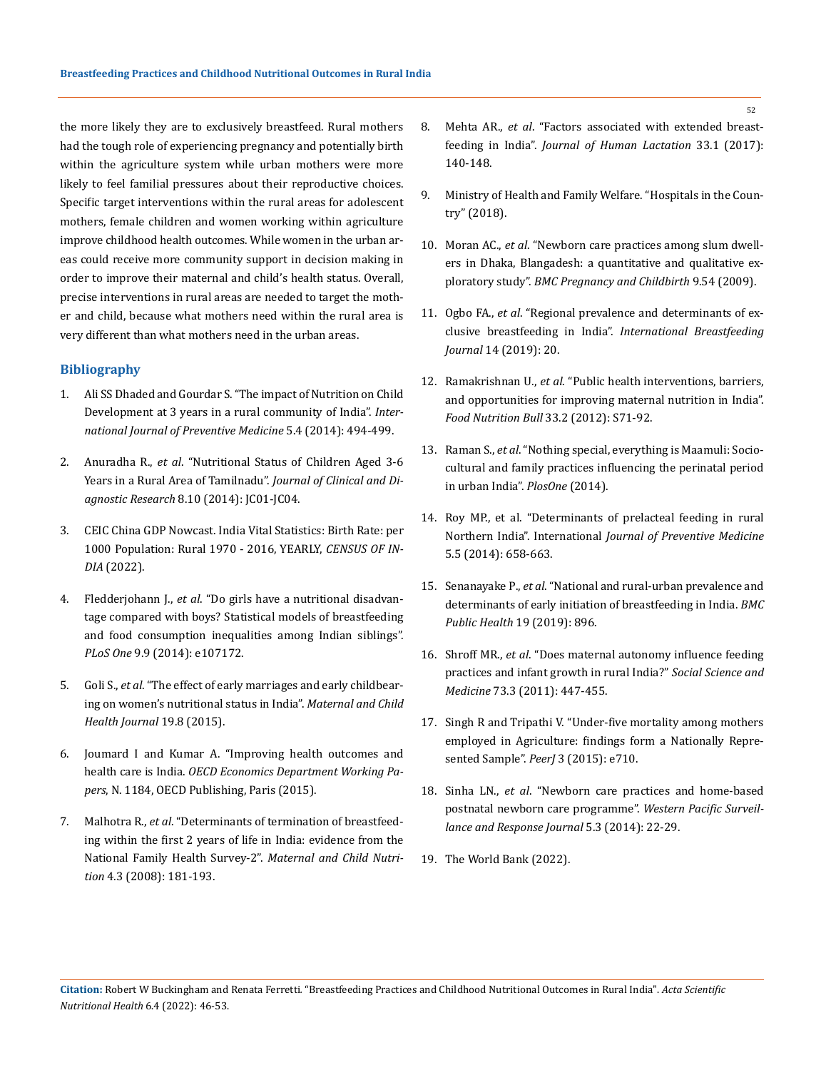the more likely they are to exclusively breastfeed. Rural mothers had the tough role of experiencing pregnancy and potentially birth within the agriculture system while urban mothers were more likely to feel familial pressures about their reproductive choices. Specific target interventions within the rural areas for adolescent mothers, female children and women working within agriculture improve childhood health outcomes. While women in the urban areas could receive more community support in decision making in order to improve their maternal and child's health status. Overall, precise interventions in rural areas are needed to target the mother and child, because what mothers need within the rural area is very different than what mothers need in the urban areas.

## Bibliography

1. Ali SS Dhaded and Gourdar S. "The impact of Nutrition on Child Development at 3 years in a rural community of India". *International Journal of Preventive Medicine* 5.4 (2014): 494-499.
2. Anuradha R., *et al*. "Nutritional Status of Children Aged 3-6 Years in a Rural Area of Tamilnadu". *Journal of Clinical and Diagnostic Research* 8.10 (2014): JC01-JC04.
3. CEIC China GDP Nowcast. India Vital Statistics: Birth Rate: per 1000 Population: Rural 1970 - 2016, YEARLY, *CENSUS OF INDIA* (2022).
4. Fledderjohann J., *et al*. "Do girls have a nutritional disadvantage compared with boys? Statistical models of breastfeeding and food consumption inequalities among Indian siblings". *PLoS One* 9.9 (2014): e107172.
5. Goli S., *et al*. "The effect of early marriages and early childbearing on women's nutritional status in India". *Maternal and Child Health Journal* 19.8 (2015).
6. Joumard I and Kumar A. "Improving health outcomes and health care is India. *OECD Economics Department Working Papers*, N. 1184, OECD Publishing, Paris (2015).
7. Malhotra R., *et al*. "Determinants of termination of breastfeeding within the first 2 years of life in India: evidence from the National Family Health Survey-2". *Maternal and Child Nutrition* 4.3 (2008): 181-193.
8. Mehta AR., *et al*. "Factors associated with extended breastfeeding in India". *Journal of Human Lactation* 33.1 (2017): 140-148.
9. Ministry of Health and Family Welfare. "Hospitals in the Country" (2018).
10. Moran AC., *et al*. "Newborn care practices among slum dwellers in Dhaka, Blangadesh: a quantitative and qualitative exploratory study". *BMC Pregnancy and Childbirth* 9.54 (2009).
11. Ogbo FA., *et al*. "Regional prevalence and determinants of exclusive breastfeeding in India". *International Breastfeeding Journal* 14 (2019): 20.
12. Ramakrishnan U., *et al*. "Public health interventions, barriers, and opportunities for improving maternal nutrition in India". *Food Nutrition Bull* 33.2 (2012): S71-92.
13. Raman S., *et al*. "Nothing special, everything is Maamuli: Socio-cultural and family practices influencing the perinatal period in urban India". *PlosOne* (2014).
14. Roy MP., et al. "Determinants of prelacteal feeding in rural Northern India". International *Journal of Preventive Medicine* 5.5 (2014): 658-663.
15. Senanayake P., *et al*. "National and rural-urban prevalence and determinants of early initiation of breastfeeding in India. *BMC Public Health* 19 (2019): 896.
16. Shroff MR., *et al*. "Does maternal autonomy influence feeding practices and infant growth in rural India?" *Social Science and Medicine* 73.3 (2011): 447-455.
17. Singh R and Tripathi V. "Under-five mortality among mothers employed in Agriculture: findings form a Nationally Represented Sample". *PeerJ* 3 (2015): e710.
18. Sinha LN., *et al*. "Newborn care practices and home-based postnatal newborn care programme". *Western Pacific Surveillance and Response Journal* 5.3 (2014): 22-29.
19. The World Bank (2022).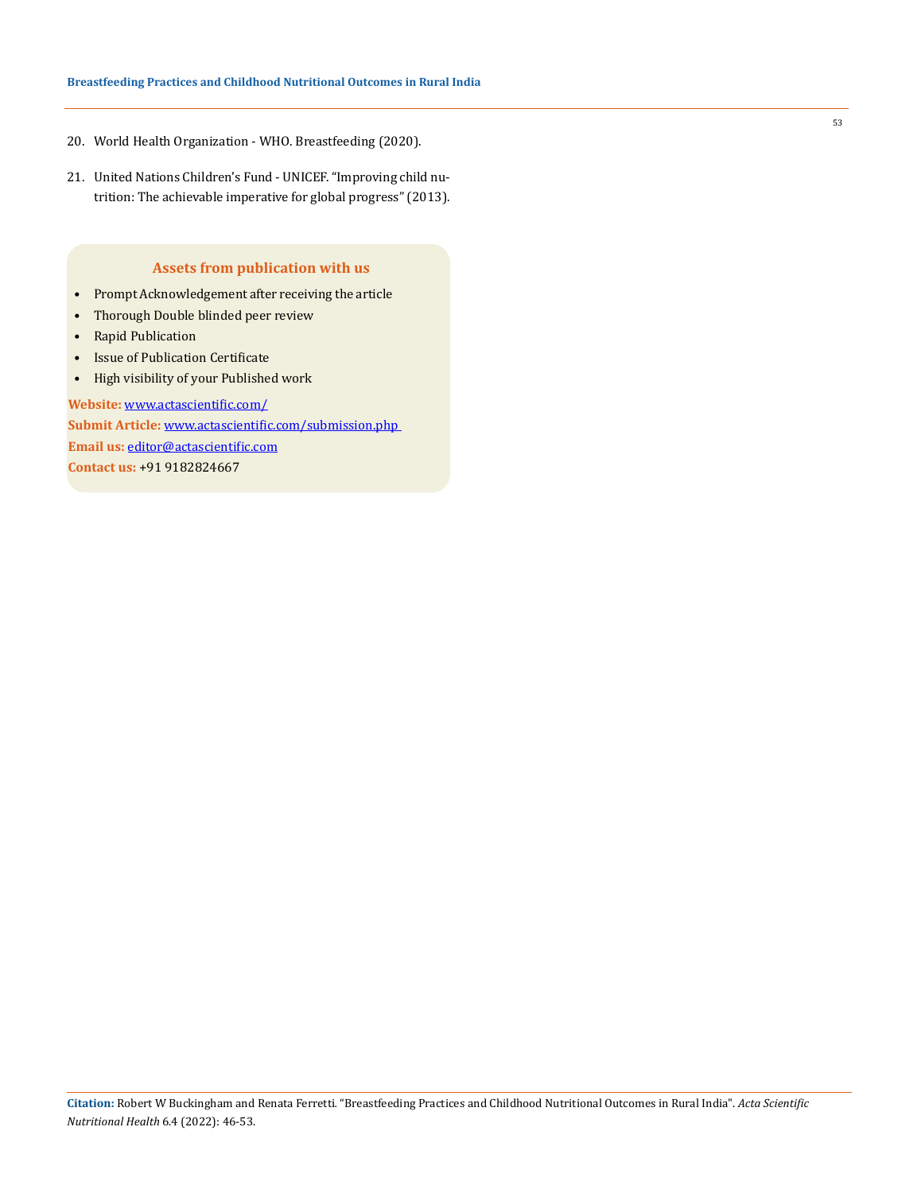20. World Health Organization - WHO. Breastfeeding (2020).
21. United Nations Children's Fund - UNICEF. "Improving child nutrition: The achievable imperative for global progress" (2013).

**Assets from publication with us**

- Prompt Acknowledgement after receiving the article
- Thorough Double blinded peer review
- Rapid Publication
- Issue of Publication Certificate
- High visibility of your Published work

**Website:** www.actascientific.com/
**Submit Article:** www.actascientific.com/submission.php
**Email us:** editor@actascientific.com
**Contact us:** +91 9182824667